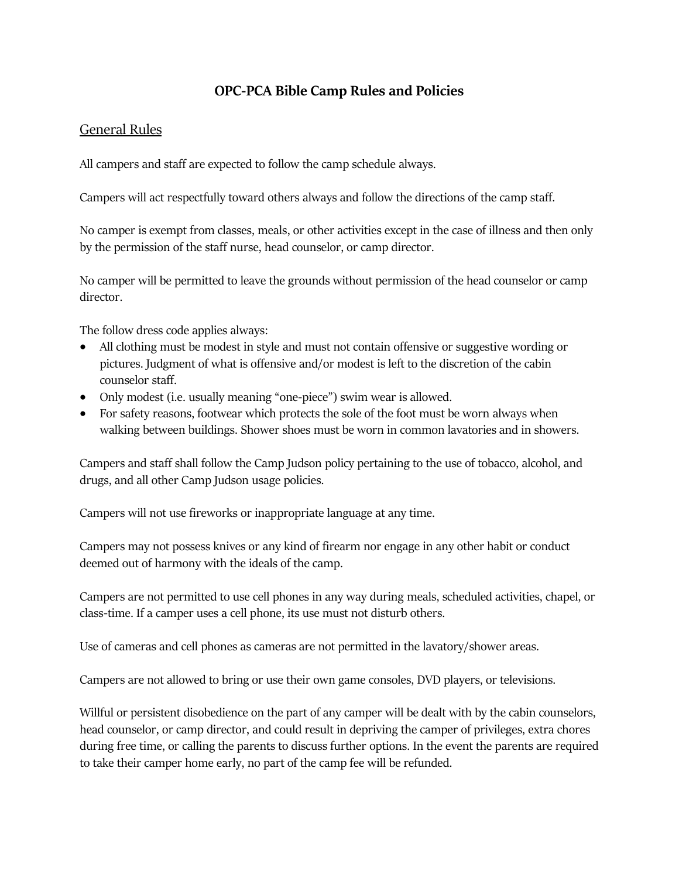# OPC-PCA Bible Camp Rules and Policies

## General Rules

All campers and staff are expected to follow the camp schedule always.

Campers will act respectfully toward others always and follow the directions of the camp staff.

No camper is exempt from classes, meals, or other activities except in the case of illness and then only by the permission of the staff nurse, head counselor, or camp director.

No camper will be permitted to leave the grounds without permission of the head counselor or camp director.

The follow dress code applies always:

- All clothing must be modest in style and must not contain offensive or suggestive wording or pictures. Judgment of what is offensive and/or modest is left to the discretion of the cabin counselor staff.
- Only modest (i.e. usually meaning "one-piece") swim wear is allowed.
- For safety reasons, footwear which protects the sole of the foot must be worn always when walking between buildings. Shower shoes must be worn in common lavatories and in showers.

Campers and staff shall follow the Camp Judson policy pertaining to the use of tobacco, alcohol, and drugs, and all other Camp Judson usage policies.

Campers will not use fireworks or inappropriate language at any time.

Campers may not possess knives or any kind of firearm nor engage in any other habit or conduct deemed out of harmony with the ideals of the camp.

Campers are not permitted to use cell phones in any way during meals, scheduled activities, chapel, or class-time. If a camper uses a cell phone, its use must not disturb others.

Use of cameras and cell phones as cameras are not permitted in the lavatory/shower areas.

Campers are not allowed to bring or use their own game consoles, DVD players, or televisions.

Willful or persistent disobedience on the part of any camper will be dealt with by the cabin counselors, head counselor, or camp director, and could result in depriving the camper of privileges, extra chores during free time, or calling the parents to discuss further options. In the event the parents are required to take their camper home early, no part of the camp fee will be refunded.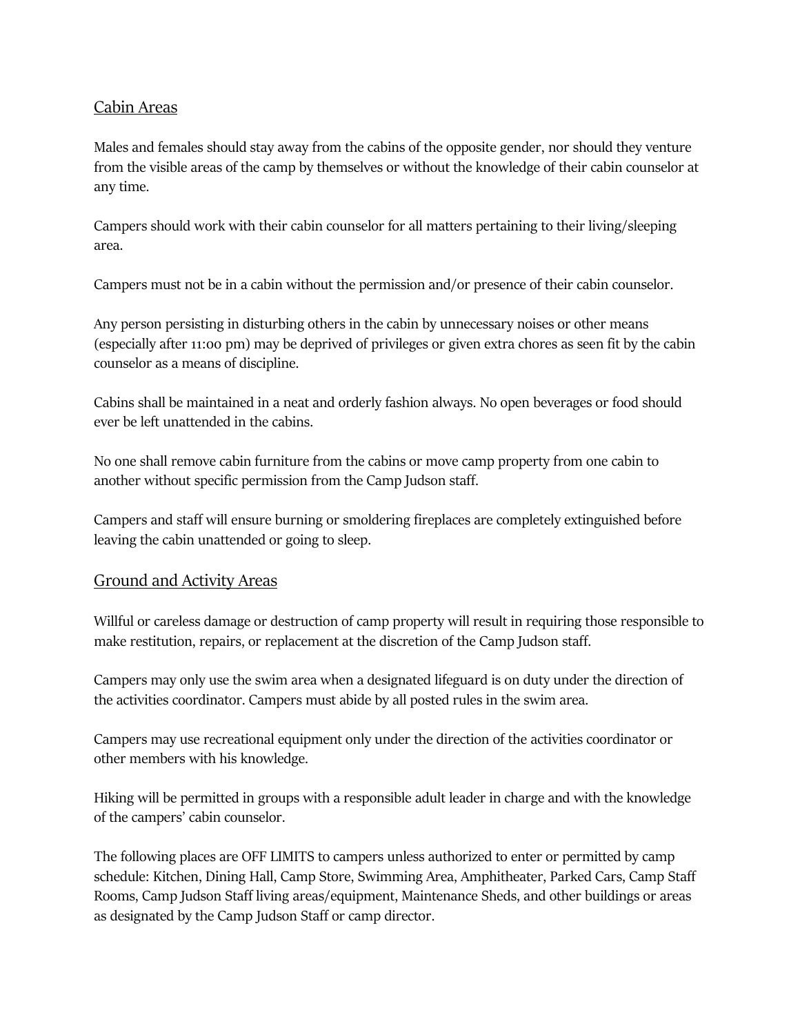## Cabin Areas

Males and females should stay away from the cabins of the opposite gender, nor should they venture from the visible areas of the camp by themselves or without the knowledge of their cabin counselor at any time.

Campers should work with their cabin counselor for all matters pertaining to their living/sleeping area.

Campers must not be in a cabin without the permission and/or presence of their cabin counselor.

Any person persisting in disturbing others in the cabin by unnecessary noises or other means (especially after 11:00 pm) may be deprived of privileges or given extra chores as seen fit by the cabin counselor as a means of discipline.

Cabins shall be maintained in a neat and orderly fashion always. No open beverages or food should ever be left unattended in the cabins.

No one shall remove cabin furniture from the cabins or move camp property from one cabin to another without specific permission from the Camp Judson staff.

Campers and staff will ensure burning or smoldering fireplaces are completely extinguished before leaving the cabin unattended or going to sleep.

## Ground and Activity Areas

Willful or careless damage or destruction of camp property will result in requiring those responsible to make restitution, repairs, or replacement at the discretion of the Camp Judson staff.

Campers may only use the swim area when a designated lifeguard is on duty under the direction of the activities coordinator. Campers must abide by all posted rules in the swim area.

Campers may use recreational equipment only under the direction of the activities coordinator or other members with his knowledge.

Hiking will be permitted in groups with a responsible adult leader in charge and with the knowledge of the campers' cabin counselor.

The following places are OFF LIMITS to campers unless authorized to enter or permitted by camp schedule: Kitchen, Dining Hall, Camp Store, Swimming Area, Amphitheater, Parked Cars, Camp Staff Rooms, Camp Judson Staff living areas/equipment, Maintenance Sheds, and other buildings or areas as designated by the Camp Judson Staff or camp director.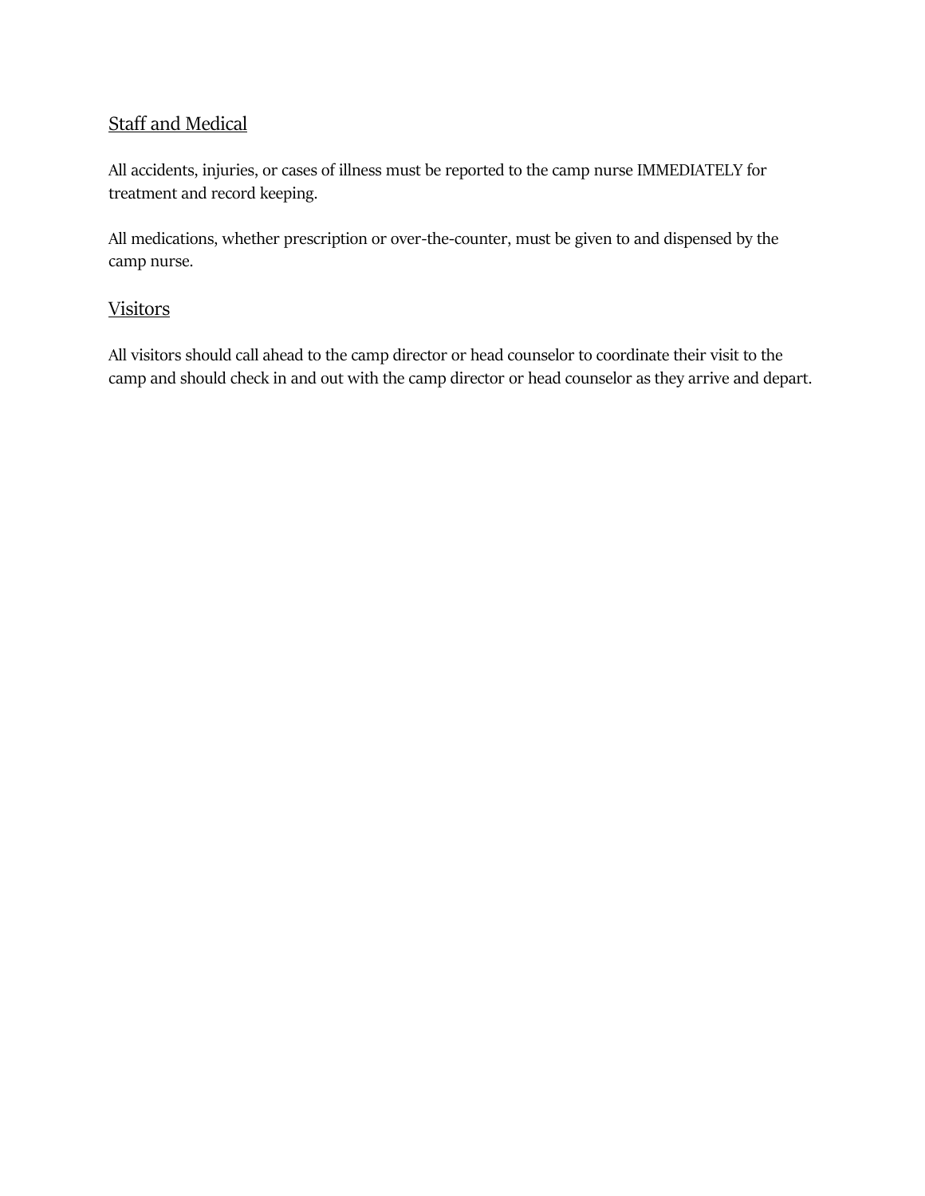## Staff and Medical

All accidents, injuries, or cases of illness must be reported to the camp nurse IMMEDIATELY for treatment and record keeping.

All medications, whether prescription or over-the-counter, must be given to and dispensed by the camp nurse.

## Visitors

All visitors should call ahead to the camp director or head counselor to coordinate their visit to the camp and should check in and out with the camp director or head counselor as they arrive and depart.